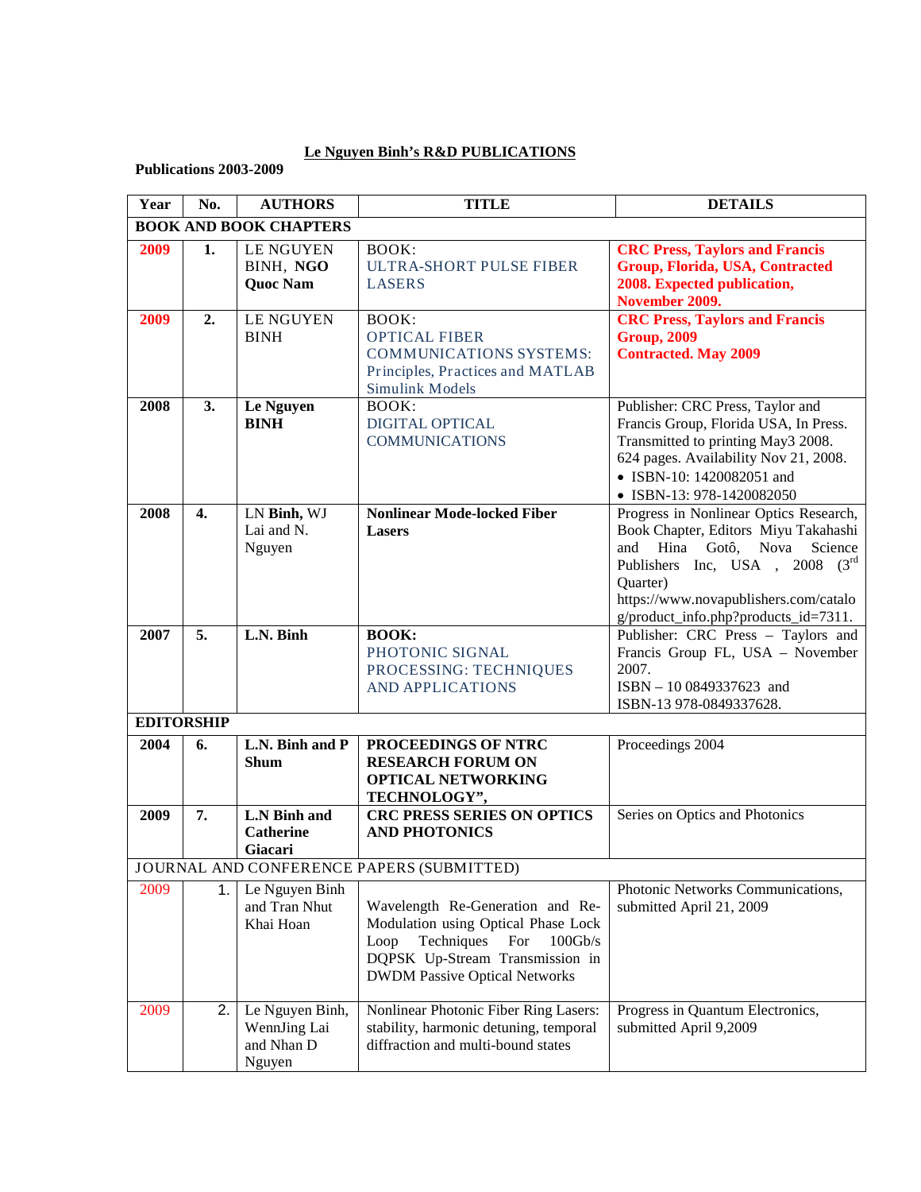# Le Nguyen Binh's R&D PUBLICATIONS

**Publications 2003-2009**

| Year | No. | AUTHORS | TITLE | DETAILS |
|---|---|---|---|---|
| **BOOK AND BOOK CHAPTERS** | | | | |
| **2009** | **1.** | LE NGUYEN BINH, **NGO Quoc Nam** | BOOK: ULTRA-SHORT PULSE FIBER LASERS | **CRC Press, Taylors and Francis Group, Florida, USA, Contracted 2008. Expected publication, November 2009.** |
| **2009** | **2.** | LE NGUYEN BINH | BOOK: OPTICAL FIBER COMMUNICATIONS SYSTEMS: Principles, Practices and MATLAB Simulink Models | **CRC Press, Taylors and Francis Group, 2009 Contracted. May 2009** |
| **2008** | **3.** | **Le Nguyen BINH** | BOOK: DIGITAL OPTICAL COMMUNICATIONS | Publisher: CRC Press, Taylor and Francis Group, Florida USA, In Press. Transmitted to printing May3 2008. 624 pages. Availability Nov 21, 2008. • ISBN-10: 1420082051 and • ISBN-13: 978-1420082050 |
| **2008** | **4.** | LN **Binh,** WJ Lai and N. Nguyen | **Nonlinear Mode-locked Fiber Lasers** | Progress in Nonlinear Optics Research, Book Chapter, Editors Miyu Takahashi and Hina Gotô, Nova Science Publishers Inc, USA , 2008 (3rd Quarter) https://www.novapublishers.com/catalog/product_info.php?products_id=7311. |
| **2007** | **5.** | **L.N. Binh** | **BOOK:** PHOTONIC SIGNAL PROCESSING: TECHNIQUES AND APPLICATIONS | Publisher: CRC Press – Taylors and Francis Group FL, USA – November 2007. ISBN – 10 0849337623 and ISBN-13 978-0849337628. |
| **EDITORSHIP** | | | | |
| **2004** | **6.** | **L.N. Binh and P Shum** | **PROCEEDINGS OF NTRC RESEARCH FORUM ON OPTICAL NETWORKING TECHNOLOGY",** | Proceedings 2004 |
| **2009** | **7.** | **L.N Binh and Catherine Giacari** | **CRC PRESS SERIES ON OPTICS AND PHOTONICS** | Series on Optics and Photonics |
| JOURNAL AND CONFERENCE PAPERS (SUBMITTED) | | | | |
| 2009 | 1. | Le Nguyen Binh and Tran Nhut Khai Hoan | Wavelength Re-Generation and Re-Modulation using Optical Phase Lock Loop Techniques For 100Gb/s DQPSK Up-Stream Transmission in DWDM Passive Optical Networks | Photonic Networks Communications, submitted April 21, 2009 |
| 2009 | 2. | Le Nguyen Binh, WennJing Lai and Nhan D Nguyen | Nonlinear Photonic Fiber Ring Lasers: stability, harmonic detuning, temporal diffraction and multi-bound states | Progress in Quantum Electronics, submitted April 9,2009 |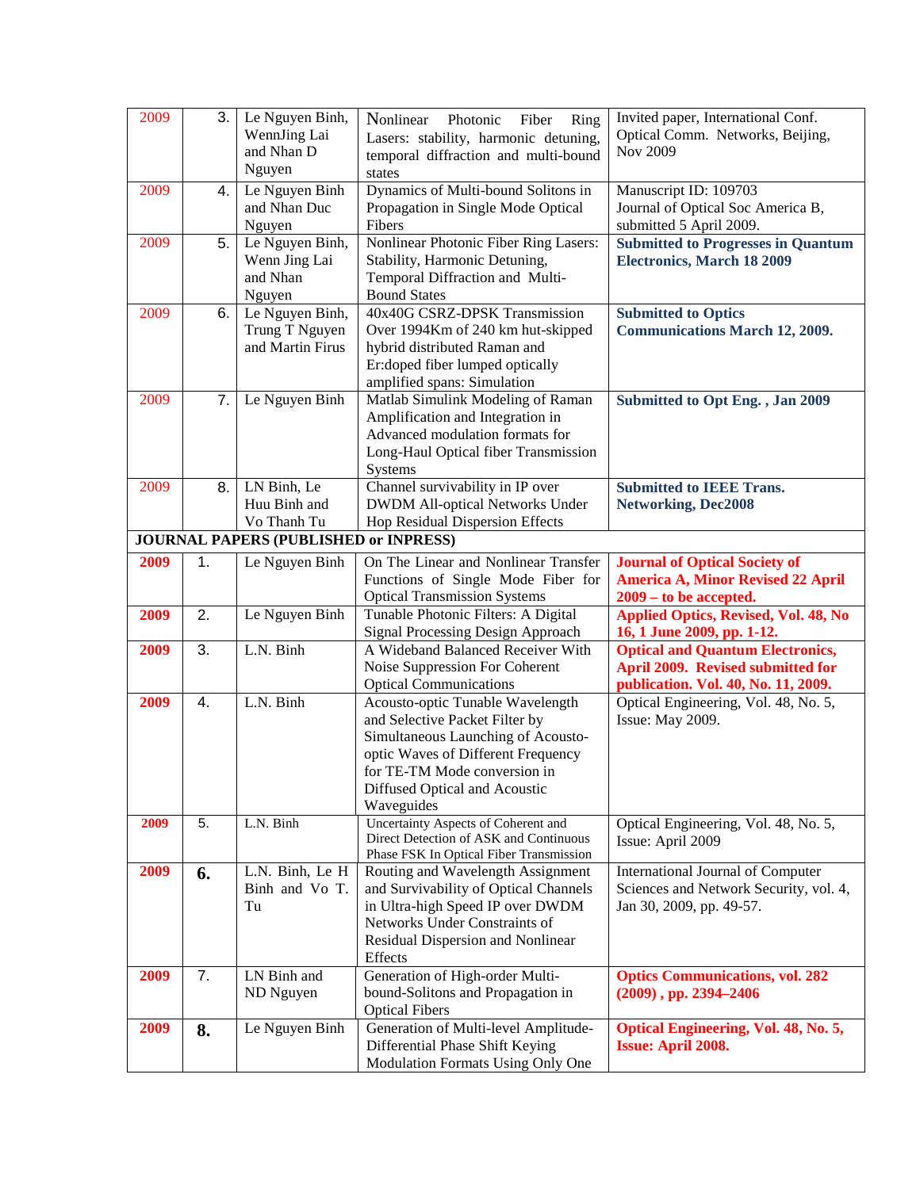| | | | | |
|---|---|---|---|---|
| 2009 | 3. | Le Nguyen Binh, WennJing Lai and Nhan D Nguyen | Nonlinear Photonic Fiber Ring Lasers: stability, harmonic detuning, temporal diffraction and multi-bound states | Invited paper, International Conf. Optical Comm. Networks, Beijing, Nov 2009 |
| 2009 | 4. | Le Nguyen Binh and Nhan Duc Nguyen | Dynamics of Multi-bound Solitons in Propagation in Single Mode Optical Fibers | Manuscript ID: 109703 Journal of Optical Soc America B, submitted 5 April 2009. |
| 2009 | 5. | Le Nguyen Binh, Wenn Jing Lai and Nhan Nguyen | Nonlinear Photonic Fiber Ring Lasers: Stability, Harmonic Detuning, Temporal Diffraction and Multi-Bound States | **Submitted to Progresses in Quantum Electronics, March 18 2009** |
| 2009 | 6. | Le Nguyen Binh, Trung T Nguyen and Martin Firus | 40x40G CSRZ-DPSK Transmission Over 1994Km of 240 km hut-skipped hybrid distributed Raman and Er:doped fiber lumped optically amplified spans: Simulation | **Submitted to Optics Communications March 12, 2009.** |
| 2009 | 7. | Le Nguyen Binh | Matlab Simulink Modeling of Raman Amplification and Integration in Advanced modulation formats for Long-Haul Optical fiber Transmission Systems | **Submitted to Opt Eng. , Jan 2009** |
| 2009 | 8. | LN Binh, Le Huu Binh and Vo Thanh Tu | Channel survivability in IP over DWDM All-optical Networks Under Hop Residual Dispersion Effects | **Submitted to IEEE Trans. Networking, Dec2008** |
| **JOURNAL PAPERS (PUBLISHED or INPRESS)** | | | | |
| **2009** | 1. | Le Nguyen Binh | On The Linear and Nonlinear Transfer Functions of Single Mode Fiber for Optical Transmission Systems | **Journal of Optical Society of America A, Minor Revised 22 April 2009 – to be accepted.** |
| **2009** | 2. | Le Nguyen Binh | Tunable Photonic Filters: A Digital Signal Processing Design Approach | **Applied Optics, Revised, Vol. 48, No 16, 1 June 2009, pp. 1-12.** |
| **2009** | 3. | L.N. Binh | A Wideband Balanced Receiver With Noise Suppression For Coherent Optical Communications | **Optical and Quantum Electronics, April 2009. Revised submitted for publication. Vol. 40, No. 11, 2009.** |
| **2009** | 4. | L.N. Binh | Acousto-optic Tunable Wavelength and Selective Packet Filter by Simultaneous Launching of Acousto-optic Waves of Different Frequency for TE-TM Mode conversion in Diffused Optical and Acoustic Waveguides | Optical Engineering, Vol. 48, No. 5, Issue: May 2009. |
| **2009** | 5. | L.N. Binh | Uncertainty Aspects of Coherent and Direct Detection of ASK and Continuous Phase FSK In Optical Fiber Transmission | Optical Engineering, Vol. 48, No. 5, Issue: April 2009 |
| **2009** | **6.** | L.N. Binh, Le H Binh and Vo T. Tu | Routing and Wavelength Assignment and Survivability of Optical Channels in Ultra-high Speed IP over DWDM Networks Under Constraints of Residual Dispersion and Nonlinear Effects | International Journal of Computer Sciences and Network Security, vol. 4, Jan 30, 2009, pp. 49-57. |
| **2009** | 7. | LN Binh and ND Nguyen | Generation of High-order Multi-bound-Solitons and Propagation in Optical Fibers | **Optics Communications, vol. 282 (2009) , pp. 2394–2406** |
| **2009** | **8.** | Le Nguyen Binh | Generation of Multi-level Amplitude-Differential Phase Shift Keying Modulation Formats Using Only One | **Optical Engineering, Vol. 48, No. 5, Issue: April 2008.** |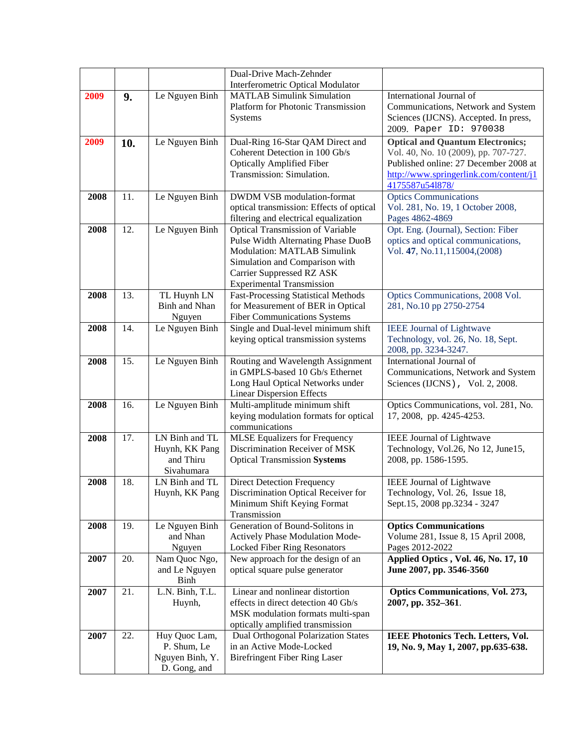| | | | | |
|---|---|---|---|---|
| | | | Dual-Drive Mach-Zehnder Interferometric Optical Modulator | |
| 2009 | **9.** | Le Nguyen Binh | MATLAB Simulink Simulation Platform for Photonic Transmission Systems | International Journal of Communications, Network and System Sciences (IJCNS). Accepted. In press, 2009. Paper ID: 970038 |
| 2009 | **10.** | Le Nguyen Binh | Dual-Ring 16-Star QAM Direct and Coherent Detection in 100 Gb/s Optically Amplified Fiber Transmission: Simulation. | **Optical and Quantum Electronics;** Vol. 40, No. 10 (2009), pp. 707-727. Published online: 27 December 2008 at http://www.springerlink.com/content/j14175587u54l878/ |
| **2008** | 11. | Le Nguyen Binh | DWDM VSB modulation-format optical transmission: Effects of optical filtering and electrical equalization | Optics Communications Vol. 281, No. 19, 1 October 2008, Pages 4862-4869 |
| **2008** | 12. | Le Nguyen Binh | Optical Transmission of Variable Pulse Width Alternating Phase DuoB Modulation: MATLAB Simulink Simulation and Comparison with Carrier Suppressed RZ ASK Experimental Transmission | Opt. Eng. (Journal), Section: Fiber optics and optical communications, Vol. **47**, No.11,115004,(2008) |
| **2008** | 13. | TL Huynh LN Binh and Nhan Nguyen | Fast-Processing Statistical Methods for Measurement of BER in Optical Fiber Communications Systems | Optics Communications, 2008 Vol. 281, No.10 pp 2750-2754 |
| **2008** | 14. | Le Nguyen Binh | Single and Dual-level minimum shift keying optical transmission systems | IEEE Journal of Lightwave Technology, vol. 26, No. 18, Sept. 2008, pp. 3234-3247. |
| **2008** | 15. | Le Nguyen Binh | Routing and Wavelength Assignment in GMPLS-based 10 Gb/s Ethernet Long Haul Optical Networks under Linear Dispersion Effects | International Journal of Communications, Network and System Sciences (IJCNS), Vol. 2, 2008. |
| **2008** | 16. | Le Nguyen Binh | Multi-amplitude minimum shift keying modulation formats for optical communications | Optics Communications, vol. 281, No. 17, 2008, pp. 4245-4253. |
| **2008** | 17. | LN Binh and TL Huynh, KK Pang and Thiru Sivahumara | MLSE Equalizers for Frequency Discrimination Receiver of MSK Optical Transmission **Systems** | IEEE Journal of Lightwave Technology, Vol.26, No 12, June15, 2008, pp. 1586-1595. |
| **2008** | 18. | LN Binh and TL Huynh, KK Pang | Direct Detection Frequency Discrimination Optical Receiver for Minimum Shift Keying Format Transmission | IEEE Journal of Lightwave Technology, Vol. 26, Issue 18, Sept.15, 2008 pp.3234 - 3247 |
| **2008** | 19. | Le Nguyen Binh and Nhan Nguyen | Generation of Bound-Solitons in Actively Phase Modulation Mode-Locked Fiber Ring Resonators | **Optics Communications** Volume 281, Issue 8, 15 April 2008, Pages 2012-2022 |
| **2007** | 20. | Nam Quoc Ngo, and Le Nguyen Binh | New approach for the design of an optical square pulse generator | **Applied Optics , Vol. 46, No. 17, 10 June 2007, pp. 3546-3560** |
| **2007** | 21. | L.N. Binh, T.L. Huynh, | Linear and nonlinear distortion effects in direct detection 40 Gb/s MSK modulation formats multi-span optically amplified transmission | **Optics Communications**, **Vol. 273, 2007, pp. 352–361**. |
| **2007** | 22. | Huy Quoc Lam, P. Shum, Le Nguyen Binh, Y. D. Gong, and | Dual Orthogonal Polarization States in an Active Mode-Locked Birefringent Fiber Ring Laser | **IEEE Photonics Tech. Letters, Vol. 19, No. 9, May 1, 2007, pp.635-638.** |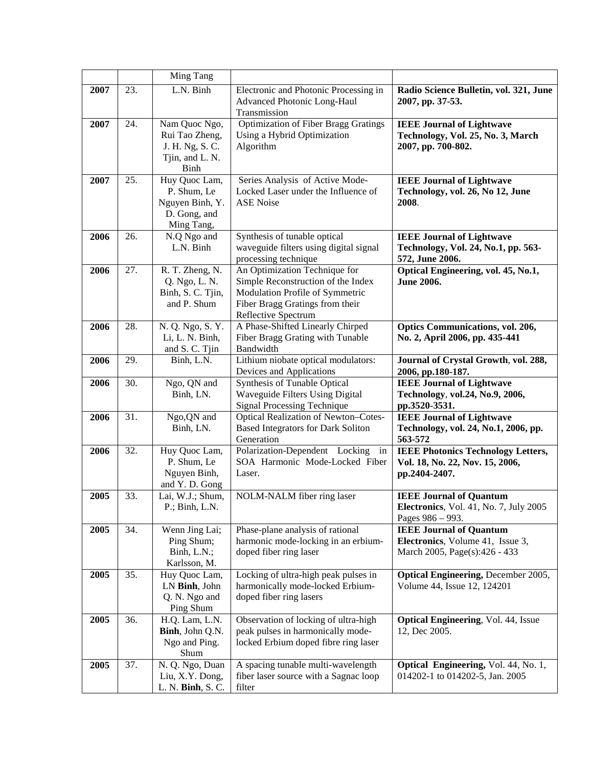| | | | | |
|---|---|---|---|---|
| | | Ming Tang | | |
| **2007** | 23. | L.N. Binh | Electronic and Photonic Processing in Advanced Photonic Long-Haul Transmission | **Radio Science Bulletin, vol. 321, June 2007, pp. 37-53.** |
| **2007** | 24. | Nam Quoc Ngo, Rui Tao Zheng, J. H. Ng, S. C. Tjin, and L. N. Binh | Optimization of Fiber Bragg Gratings Using a Hybrid Optimization Algorithm | **IEEE Journal of Lightwave Technology, Vol. 25, No. 3, March 2007, pp. 700-802.** |
| **2007** | 25. | Huy Quoc Lam, P. Shum, Le Nguyen Binh, Y. D. Gong, and Ming Tang, | Series Analysis of Active Mode-Locked Laser under the Influence of ASE Noise | **IEEE Journal of Lightwave Technology, vol. 26, No 12, June 2008**. |
| **2006** | 26. | N.Q Ngo and L.N. Binh | Synthesis of tunable optical waveguide filters using digital signal processing technique | **IEEE Journal of Lightwave Technology, Vol. 24, No.1, pp. 563-572, June 2006.** |
| **2006** | 27. | R. T. Zheng, N. Q. Ngo, L. N. Binh, S. C. Tjin, and P. Shum | An Optimization Technique for Simple Reconstruction of the Index Modulation Profile of Symmetric Fiber Bragg Gratings from their Reflective Spectrum | **Optical Engineering, vol. 45, No.1, June 2006.** |
| **2006** | 28. | N. Q. Ngo, S. Y. Li, L. N. Binh, and S. C. Tjin | A Phase-Shifted Linearly Chirped Fiber Bragg Grating with Tunable Bandwidth | **Optics Communications, vol. 206, No. 2, April 2006, pp. 435-441** |
| **2006** | 29. | Binh, L.N. | Lithium niobate optical modulators: Devices and Applications | **Journal of Crystal Growth**, **vol. 288, 2006, pp.180-187.** |
| **2006** | 30. | Ngo, QN and Binh, LN. | Synthesis of Tunable Optical Waveguide Filters Using Digital Signal Processing Technique | **IEEE Journal of Lightwave Technology**, **vol.24, No.9, 2006, pp.3520-3531.** |
| **2006** | 31. | Ngo,QN and Binh, LN. | Optical Realization of Newton–Cotes-Based Integrators for Dark Soliton Generation | **IEEE Journal of Lightwave Technology, vol. 24, No.1, 2006, pp. 563-572** |
| **2006** | 32. | Huy Quoc Lam, P. Shum, Le Nguyen Binh, and Y. D. Gong | Polarization-Dependent Locking in SOA Harmonic Mode-Locked Fiber Laser. | **IEEE Photonics Technology Letters, Vol. 18, No. 22, Nov. 15, 2006, pp.2404-2407.** |
| **2005** | 33. | Lai, W.J.; Shum, P.; Binh, L.N. | NOLM-NALM fiber ring laser | **IEEE Journal of Quantum Electronics**, Vol. 41, No. 7, July 2005 Pages 986 – 993. |
| **2005** | 34. | Wenn Jing Lai; Ping Shum; Binh, L.N.; Karlsson, M. | Phase-plane analysis of rational harmonic mode-locking in an erbium-doped fiber ring laser | **IEEE Journal of Quantum Electronics**, Volume 41, Issue 3, March 2005, Page(s):426 - 433 |
| **2005** | 35. | Huy Quoc Lam, LN **Binh**, John Q. N. Ngo and Ping Shum | Locking of ultra-high peak pulses in harmonically mode-locked Erbium-doped fiber ring lasers | **Optical Engineering,** December 2005, Volume 44, Issue 12, 124201 |
| **2005** | 36. | H.Q. Lam, L.N. **Binh**, John Q.N. Ngo and Ping. Shum | Observation of locking of ultra-high peak pulses in harmonically mode-locked Erbium doped fibre ring laser | **Optical Engineering**, Vol. 44, Issue 12, Dec 2005. |
| **2005** | 37. | N. Q. Ngo, Duan Liu, X.Y. Dong, L. N. **Binh**, S. C. | A spacing tunable multi-wavelength fiber laser source with a Sagnac loop filter | **Optical Engineering,** Vol. 44, No. 1, 014202-1 to 014202-5, Jan. 2005 |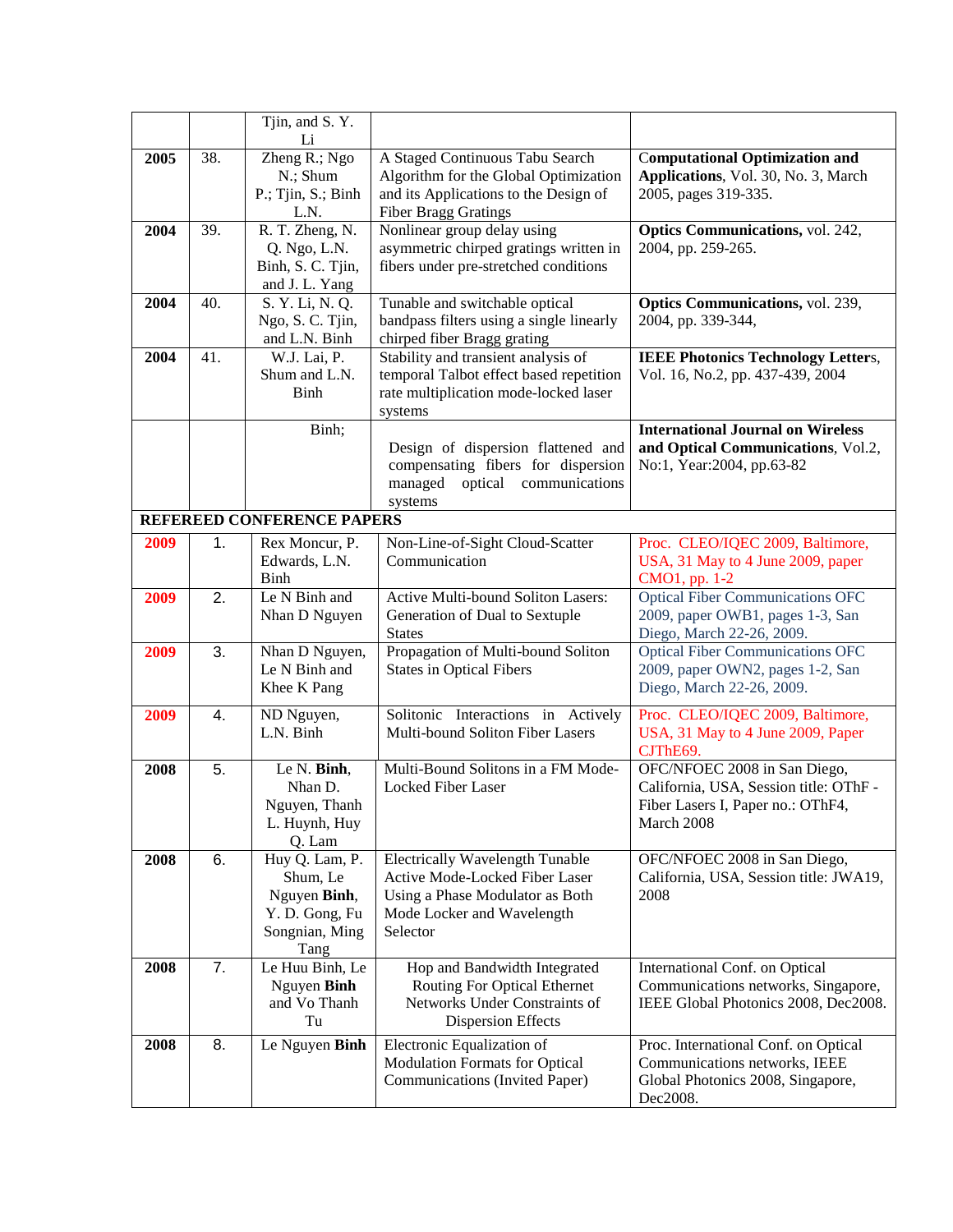| | | | | |
|---|---|---|---|---|
| | | Tjin, and S. Y. Li | | |
| **2005** | 38. | Zheng R.; Ngo N.; Shum P.; Tjin, S.; Binh L.N. | A Staged Continuous Tabu Search Algorithm for the Global Optimization and its Applications to the Design of Fiber Bragg Gratings | **Computational Optimization and Applications**, Vol. 30, No. 3, March 2005, pages 319-335. |
| **2004** | 39. | R. T. Zheng, N. Q. Ngo, L.N. Binh, S. C. Tjin, and J. L. Yang | Nonlinear group delay using asymmetric chirped gratings written in fibers under pre-stretched conditions | **Optics Communications,** vol. 242, 2004, pp. 259-265. |
| **2004** | 40. | S. Y. Li, N. Q. Ngo, S. C. Tjin, and L.N. Binh | Tunable and switchable optical bandpass filters using a single linearly chirped fiber Bragg grating | **Optics Communications,** vol. 239, 2004, pp. 339-344, |
| **2004** | 41. | W.J. Lai, P. Shum and L.N. Binh | Stability and transient analysis of temporal Talbot effect based repetition rate multiplication mode-locked laser systems | **IEEE Photonics Technology Letter**s, Vol. 16, No.2, pp. 437-439, 2004 |
| | | Binh; | Design of dispersion flattened and compensating fibers for dispersion managed optical communications systems | **International Journal on Wireless and Optical Communications**, Vol.2, No:1, Year:2004, pp.63-82 |
| **REFEREED CONFERENCE PAPERS** | | | | |
| **2009** | 1. | Rex Moncur, P. Edwards, L.N. Binh | Non-Line-of-Sight Cloud-Scatter Communication | Proc. CLEO/IQEC 2009, Baltimore, USA, 31 May to 4 June 2009, paper CMO1, pp. 1-2 |
| **2009** | 2. | Le N Binh and Nhan D Nguyen | Active Multi-bound Soliton Lasers: Generation of Dual to Sextuple States | Optical Fiber Communications OFC 2009, paper OWB1, pages 1-3, San Diego, March 22-26, 2009. |
| **2009** | 3. | Nhan D Nguyen, Le N Binh and Khee K Pang | Propagation of Multi-bound Soliton States in Optical Fibers | Optical Fiber Communications OFC 2009, paper OWN2, pages 1-2, San Diego, March 22-26, 2009. |
| **2009** | 4. | ND Nguyen, L.N. Binh | Solitonic Interactions in Actively Multi-bound Soliton Fiber Lasers | Proc. CLEO/IQEC 2009, Baltimore, USA, 31 May to 4 June 2009, Paper CJThE69. |
| **2008** | 5. | Le N. **Binh**, Nhan D. Nguyen, Thanh L. Huynh, Huy Q. Lam | Multi-Bound Solitons in a FM Mode-Locked Fiber Laser | OFC/NFOEC 2008 in San Diego, California, USA, Session title: OThF - Fiber Lasers I, Paper no.: OThF4, March 2008 |
| **2008** | 6. | Huy Q. Lam, P. Shum, Le Nguyen **Binh**, Y. D. Gong, Fu Songnian, Ming Tang | Electrically Wavelength Tunable Active Mode-Locked Fiber Laser Using a Phase Modulator as Both Mode Locker and Wavelength Selector | OFC/NFOEC 2008 in San Diego, California, USA, Session title: JWA19, 2008 |
| **2008** | 7. | Le Huu Binh, Le Nguyen **Binh** and Vo Thanh Tu | Hop and Bandwidth Integrated Routing For Optical Ethernet Networks Under Constraints of Dispersion Effects | International Conf. on Optical Communications networks, Singapore, IEEE Global Photonics 2008, Dec2008. |
| **2008** | 8. | Le Nguyen **Binh** | Electronic Equalization of Modulation Formats for Optical Communications (Invited Paper) | Proc. International Conf. on Optical Communications networks, IEEE Global Photonics 2008, Singapore, Dec2008. |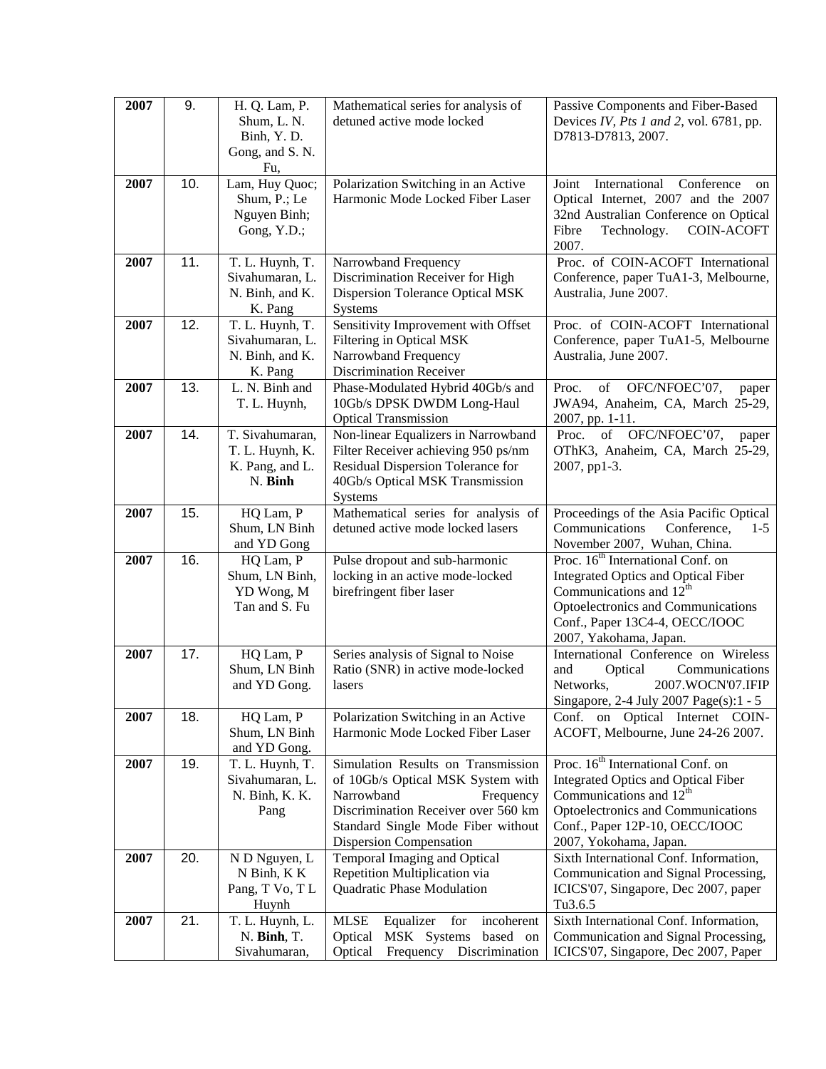| | | | | |
|---|---|---|---|---|
| **2007** | 9. | H. Q. Lam, P. Shum, L. N. Binh, Y. D. Gong, and S. N. Fu, | Mathematical series for analysis of detuned active mode locked | Passive Components and Fiber-Based Devices *IV, Pts 1 and 2*, vol. 6781, pp. D7813-D7813, 2007. |
| **2007** | 10. | Lam, Huy Quoc; Shum, P.; Le Nguyen Binh; Gong, Y.D.; | Polarization Switching in an Active Harmonic Mode Locked Fiber Laser | Joint International Conference on Optical Internet, 2007 and the 2007 32nd Australian Conference on Optical Fibre Technology. COIN-ACOFT 2007. |
| **2007** | 11. | T. L. Huynh, T. Sivahumaran, L. N. Binh, and K. K. Pang | Narrowband Frequency Discrimination Receiver for High Dispersion Tolerance Optical MSK Systems | Proc. of COIN-ACOFT International Conference, paper TuA1-3, Melbourne, Australia, June 2007. |
| **2007** | 12. | T. L. Huynh, T. Sivahumaran, L. N. Binh, and K. K. Pang | Sensitivity Improvement with Offset Filtering in Optical MSK Narrowband Frequency Discrimination Receiver | Proc. of COIN-ACOFT International Conference, paper TuA1-5, Melbourne Australia, June 2007. |
| **2007** | 13. | L. N. Binh and T. L. Huynh, | Phase-Modulated Hybrid 40Gb/s and 10Gb/s DPSK DWDM Long-Haul Optical Transmission | Proc. of OFC/NFOEC'07, paper JWA94, Anaheim, CA, March 25-29, 2007, pp. 1-11. |
| **2007** | 14. | T. Sivahumaran, T. L. Huynh, K. K. Pang, and L. N. **Binh** | Non-linear Equalizers in Narrowband Filter Receiver achieving 950 ps/nm Residual Dispersion Tolerance for 40Gb/s Optical MSK Transmission Systems | Proc. of OFC/NFOEC'07, paper OThK3, Anaheim, CA, March 25-29, 2007, pp1-3. |
| **2007** | 15. | HQ Lam, P Shum, LN Binh and YD Gong | Mathematical series for analysis of detuned active mode locked lasers | Proceedings of the Asia Pacific Optical Communications Conference, 1-5 November 2007, Wuhan, China. |
| **2007** | 16. | HQ Lam, P Shum, LN Binh, YD Wong, M Tan and S. Fu | Pulse dropout and sub-harmonic locking in an active mode-locked birefringent fiber laser | Proc. 16[th] International Conf. on Integrated Optics and Optical Fiber Communications and 12[th] Optoelectronics and Communications Conf., Paper 13C4-4, OECC/IOOC 2007, Yakohama, Japan. |
| **2007** | 17. | HQ Lam, P Shum, LN Binh and YD Gong. | Series analysis of Signal to Noise Ratio (SNR) in active mode-locked lasers | International Conference on Wireless and Optical Communications Networks, 2007.WOCN'07.IFIP Singapore, 2-4 July 2007 Page(s):1 - 5 |
| **2007** | 18. | HQ Lam, P Shum, LN Binh and YD Gong. | Polarization Switching in an Active Harmonic Mode Locked Fiber Laser | Conf. on Optical Internet COIN-ACOFT, Melbourne, June 24-26 2007. |
| **2007** | 19. | T. L. Huynh, T. Sivahumaran, L. N. Binh, K. K. Pang | Simulation Results on Transmission of 10Gb/s Optical MSK System with Narrowband Frequency Discrimination Receiver over 560 km Standard Single Mode Fiber without Dispersion Compensation | Proc. 16[th] International Conf. on Integrated Optics and Optical Fiber Communications and 12[th] Optoelectronics and Communications Conf., Paper 12P-10, OECC/IOOC 2007, Yokohama, Japan. |
| **2007** | 20. | N D Nguyen, L N Binh, K K Pang, T Vo, T L Huynh | Temporal Imaging and Optical Repetition Multiplication via Quadratic Phase Modulation | Sixth International Conf. Information, Communication and Signal Processing, ICICS'07, Singapore, Dec 2007, paper Tu3.6.5 |
| **2007** | 21. | T. L. Huynh, L. N. **Binh**, T. Sivahumaran, | MLSE Equalizer for incoherent Optical MSK Systems based on Optical Frequency Discrimination | Sixth International Conf. Information, Communication and Signal Processing, ICICS'07, Singapore, Dec 2007, Paper |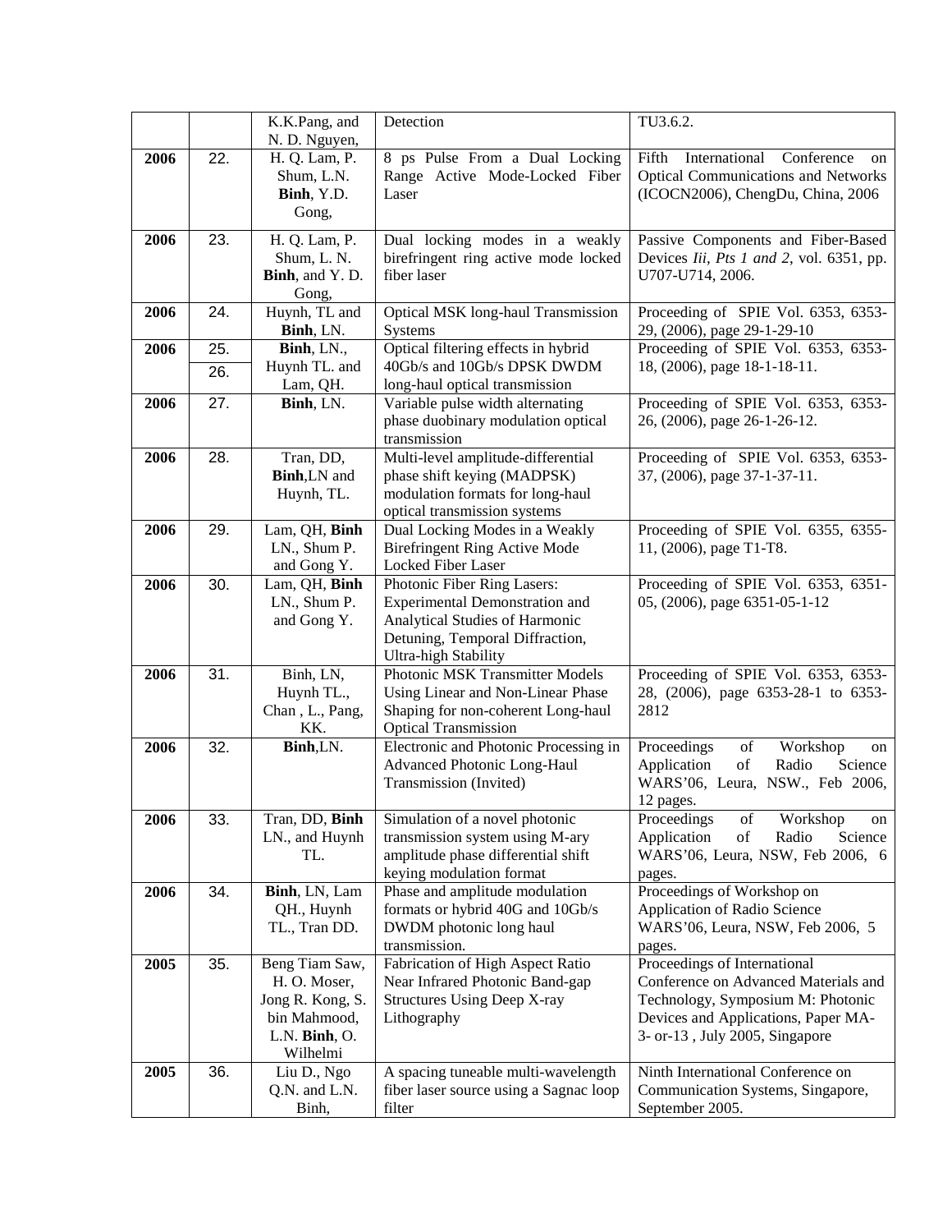| | | | | |
|---|---|---|---|---|
| | | K.K.Pang, and N. D. Nguyen, | Detection | TU3.6.2. |
| **2006** | 22. | H. Q. Lam, P. Shum, L.N. **Binh**, Y.D. Gong, | 8 ps Pulse From a Dual Locking Range Active Mode-Locked Fiber Laser | Fifth International Conference on Optical Communications and Networks (ICOCN2006), ChengDu, China, 2006 |
| **2006** | 23. | H. Q. Lam, P. Shum, L. N. **Binh**, and Y. D. Gong, | Dual locking modes in a weakly birefringent ring active mode locked fiber laser | Passive Components and Fiber-Based Devices *Iii, Pts 1 and 2*, vol. 6351, pp. U707-U714, 2006. |
| **2006** | 24. | Huynh, TL and **Binh**, LN. | Optical MSK long-haul Transmission Systems | Proceeding of SPIE Vol. 6353, 6353-29, (2006), page 29-1-29-10 |
| **2006** | 25. 26. | **Binh**, LN., Huynh TL. and Lam, QH. | Optical filtering effects in hybrid 40Gb/s and 10Gb/s DPSK DWDM long-haul optical transmission | Proceeding of SPIE Vol. 6353, 6353-18, (2006), page 18-1-18-11. |
| **2006** | 27. | **Binh**, LN. | Variable pulse width alternating phase duobinary modulation optical transmission | Proceeding of SPIE Vol. 6353, 6353-26, (2006), page 26-1-26-12. |
| **2006** | 28. | Tran, DD, **Binh**,LN and Huynh, TL. | Multi-level amplitude-differential phase shift keying (MADPSK) modulation formats for long-haul optical transmission systems | Proceeding of SPIE Vol. 6353, 6353-37, (2006), page 37-1-37-11. |
| **2006** | 29. | Lam, QH, **Binh** LN., Shum P. and Gong Y. | Dual Locking Modes in a Weakly Birefringent Ring Active Mode Locked Fiber Laser | Proceeding of SPIE Vol. 6355, 6355-11, (2006), page T1-T8. |
| **2006** | 30. | Lam, QH, **Binh** LN., Shum P. and Gong Y. | Photonic Fiber Ring Lasers: Experimental Demonstration and Analytical Studies of Harmonic Detuning, Temporal Diffraction, Ultra-high Stability | Proceeding of SPIE Vol. 6353, 6351-05, (2006), page 6351-05-1-12 |
| **2006** | 31. | Binh, LN, Huynh TL., Chan , L., Pang, KK. | Photonic MSK Transmitter Models Using Linear and Non-Linear Phase Shaping for non-coherent Long-haul Optical Transmission | Proceeding of SPIE Vol. 6353, 6353-28, (2006), page 6353-28-1 to 6353-2812 |
| **2006** | 32. | **Binh**,LN. | Electronic and Photonic Processing in Advanced Photonic Long-Haul Transmission (Invited) | Proceedings of Workshop on Application of Radio Science WARS'06, Leura, NSW., Feb 2006, 12 pages. |
| **2006** | 33. | Tran, DD, **Binh** LN., and Huynh TL. | Simulation of a novel photonic transmission system using M-ary amplitude phase differential shift keying modulation format | Proceedings of Workshop on Application of Radio Science WARS'06, Leura, NSW, Feb 2006, 6 pages. |
| **2006** | 34. | **Binh**, LN, Lam QH., Huynh TL., Tran DD. | Phase and amplitude modulation formats or hybrid 40G and 10Gb/s DWDM photonic long haul transmission. | Proceedings of Workshop on Application of Radio Science WARS'06, Leura, NSW, Feb 2006, 5 pages. |
| **2005** | 35. | Beng Tiam Saw, H. O. Moser, Jong R. Kong, S. bin Mahmood, L.N. **Binh**, O. Wilhelmi | Fabrication of High Aspect Ratio Near Infrared Photonic Band-gap Structures Using Deep X-ray Lithography | Proceedings of International Conference on Advanced Materials and Technology, Symposium M: Photonic Devices and Applications, Paper MA-3- or-13 , July 2005, Singapore |
| **2005** | 36. | Liu D., Ngo Q.N. and L.N. Binh, | A spacing tuneable multi-wavelength fiber laser source using a Sagnac loop filter | Ninth International Conference on Communication Systems, Singapore, September 2005. |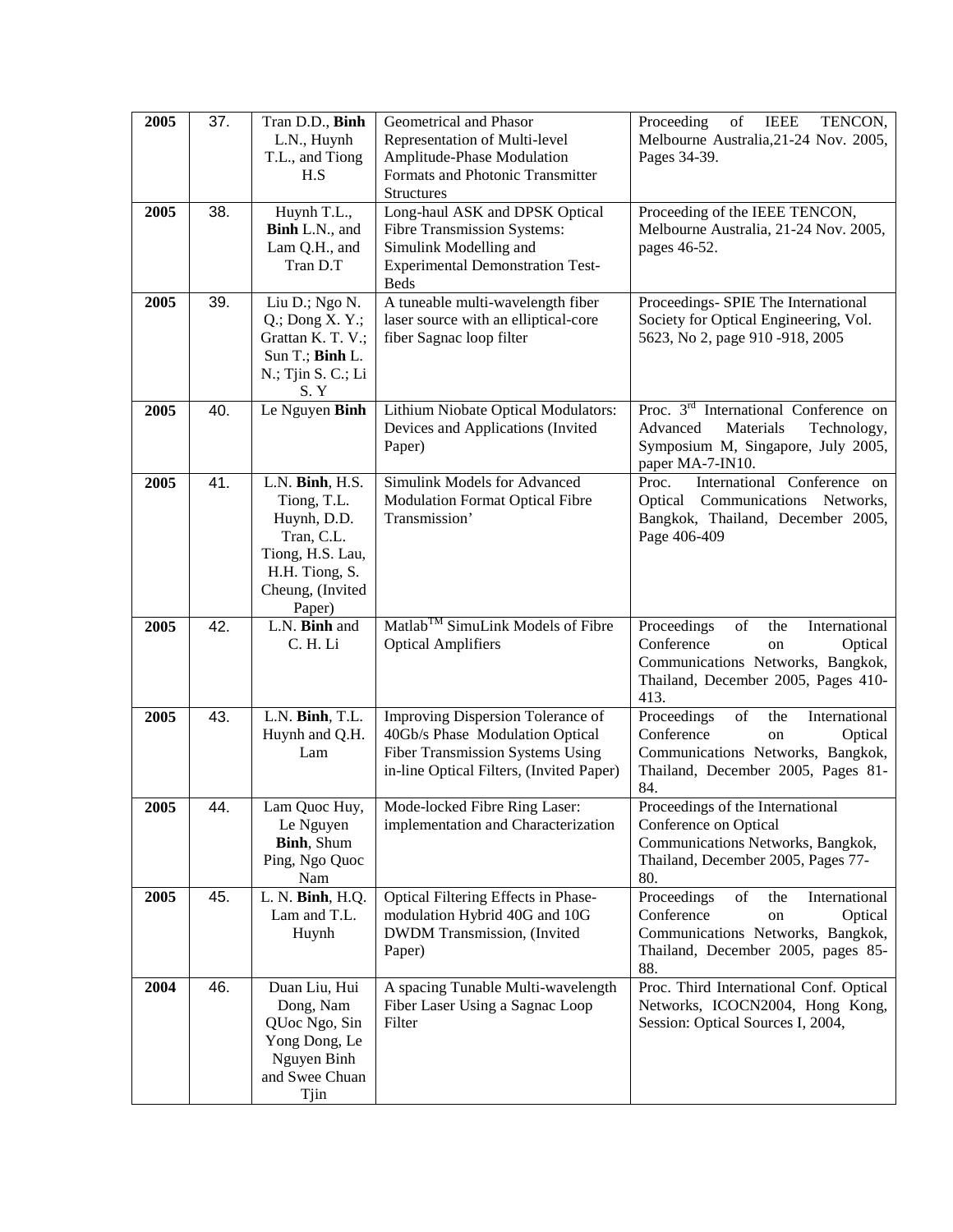| **2005** | 37. | Tran D.D., **Binh** L.N., Huynh T.L., and Tiong H.S | Geometrical and Phasor Representation of Multi-level Amplitude-Phase Modulation Formats and Photonic Transmitter Structures | Proceeding of IEEE TENCON, Melbourne Australia,21-24 Nov. 2005, Pages 34-39. |
|---|---|---|---|---|
| **2005** | 38. | Huynh T.L., **Binh** L.N., and Lam Q.H., and Tran D.T | Long-haul ASK and DPSK Optical Fibre Transmission Systems: Simulink Modelling and Experimental Demonstration Test-Beds | Proceeding of the IEEE TENCON, Melbourne Australia, 21-24 Nov. 2005, pages 46-52. |
| **2005** | 39. | Liu D.; Ngo N. Q.; Dong X. Y.; Grattan K. T. V.; Sun T.; **Binh** L. N.; Tjin S. C.; Li S. Y | A tuneable multi-wavelength fiber laser source with an elliptical-core fiber Sagnac loop filter | Proceedings- SPIE The International Society for Optical Engineering, Vol. 5623, No 2, page 910 -918, 2005 |
| **2005** | 40. | Le Nguyen **Binh** | Lithium Niobate Optical Modulators: Devices and Applications (Invited Paper) | Proc. 3rd International Conference on Advanced Materials Technology, Symposium M, Singapore, July 2005, paper MA-7-IN10. |
| **2005** | 41. | L.N. **Binh**, H.S. Tiong, T.L. Huynh, D.D. Tran, C.L. Tiong, H.S. Lau, H.H. Tiong, S. Cheung, (Invited Paper) | Simulink Models for Advanced Modulation Format Optical Fibre Transmission' | Proc. International Conference on Optical Communications Networks, Bangkok, Thailand, December 2005, Page 406-409 |
| **2005** | 42. | L.N. **Binh** and C. H. Li | Matlab™ SimuLink Models of Fibre Optical Amplifiers | Proceedings of the International Conference on Optical Communications Networks, Bangkok, Thailand, December 2005, Pages 410-413. |
| **2005** | 43. | L.N. **Binh**, T.L. Huynh and Q.H. Lam | Improving Dispersion Tolerance of 40Gb/s Phase Modulation Optical Fiber Transmission Systems Using in-line Optical Filters, (Invited Paper) | Proceedings of the International Conference on Optical Communications Networks, Bangkok, Thailand, December 2005, Pages 81-84. |
| **2005** | 44. | Lam Quoc Huy, Le Nguyen **Binh**, Shum Ping, Ngo Quoc Nam | Mode-locked Fibre Ring Laser: implementation and Characterization | Proceedings of the International Conference on Optical Communications Networks, Bangkok, Thailand, December 2005, Pages 77-80. |
| **2005** | 45. | L. N. **Binh**, H.Q. Lam and T.L. Huynh | Optical Filtering Effects in Phase-modulation Hybrid 40G and 10G DWDM Transmission, (Invited Paper) | Proceedings of the International Conference on Optical Communications Networks, Bangkok, Thailand, December 2005, pages 85-88. |
| **2004** | 46. | Duan Liu, Hui Dong, Nam QUoc Ngo, Sin Yong Dong, Le Nguyen Binh and Swee Chuan Tjin | A spacing Tunable Multi-wavelength Fiber Laser Using a Sagnac Loop Filter | Proc. Third International Conf. Optical Networks, ICOCN2004, Hong Kong, Session: Optical Sources I, 2004, |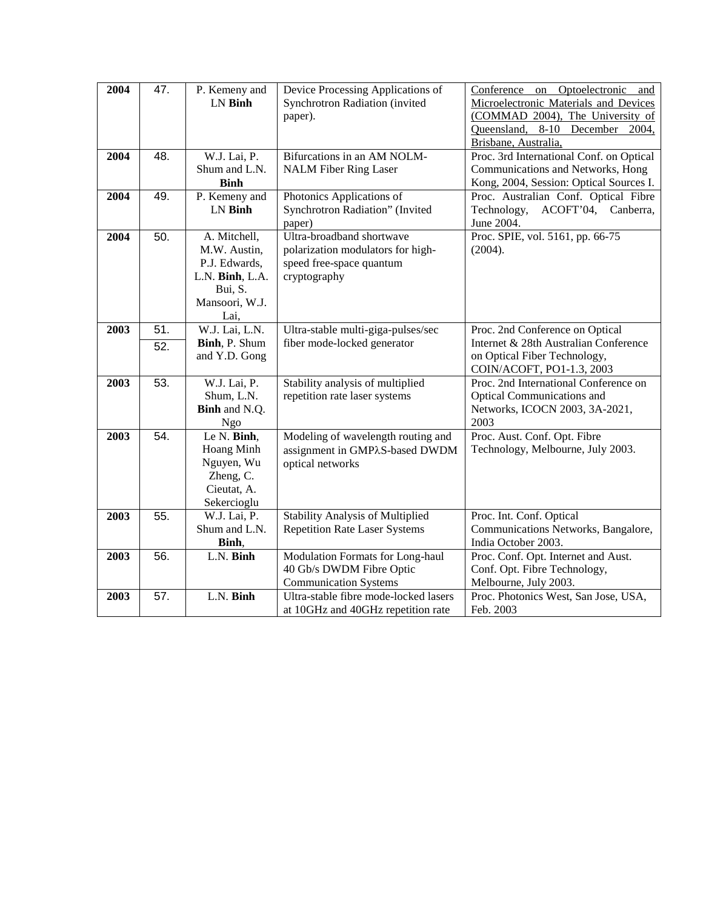| | | | | |
|---|---|---|---|---|
| **2004** | 47. | P. Kemeny and LN **Binh** | Device Processing Applications of Synchrotron Radiation (invited paper). | Conference on Optoelectronic and Microelectronic Materials and Devices (COMMAD 2004), The University of Queensland, 8-10 December 2004, Brisbane, Australia, |
| **2004** | 48. | W.J. Lai, P. Shum and L.N. **Binh** | Bifurcations in an AM NOLM-NALM Fiber Ring Laser | Proc. 3rd International Conf. on Optical Communications and Networks, Hong Kong, 2004, Session: Optical Sources I. |
| **2004** | 49. | P. Kemeny and LN **Binh** | Photonics Applications of Synchrotron Radiation" (Invited paper) | Proc. Australian Conf. Optical Fibre Technology, ACOFT'04, Canberra, June 2004. |
| **2004** | 50. | A. Mitchell, M.W. Austin, P.J. Edwards, L.N. **Binh**, L.A. Bui, S. Mansoori, W.J. Lai, | Ultra-broadband shortwave polarization modulators for high-speed free-space quantum cryptography | Proc. SPIE, vol. 5161, pp. 66-75 (2004). |
| **2003** | 51. 52. | W.J. Lai, L.N. **Binh**, P. Shum and Y.D. Gong | Ultra-stable multi-giga-pulses/sec fiber mode-locked generator | Proc. 2nd Conference on Optical Internet & 28th Australian Conference on Optical Fiber Technology, COIN/ACOFT, PO1-1.3, 2003 |
| **2003** | 53. | W.J. Lai, P. Shum, L.N. **Binh** and N.Q. Ngo | Stability analysis of multiplied repetition rate laser systems | Proc. 2nd International Conference on Optical Communications and Networks, ICOCN 2003, 3A-2021, 2003 |
| **2003** | 54. | Le N. **Binh**, Hoang Minh Nguyen, Wu Zheng, C. Cieutat, A. Sekercioglu | Modeling of wavelength routing and assignment in GMPλS-based DWDM optical networks | Proc. Aust. Conf. Opt. Fibre Technology, Melbourne, July 2003. |
| **2003** | 55. | W.J. Lai, P. Shum and L.N. **Binh**, | Stability Analysis of Multiplied Repetition Rate Laser Systems | Proc. Int. Conf. Optical Communications Networks, Bangalore, India October 2003. |
| **2003** | 56. | L.N. **Binh** | Modulation Formats for Long-haul 40 Gb/s DWDM Fibre Optic Communication Systems | Proc. Conf. Opt. Internet and Aust. Conf. Opt. Fibre Technology, Melbourne, July 2003. |
| **2003** | 57. | L.N. **Binh** | Ultra-stable fibre mode-locked lasers at 10GHz and 40GHz repetition rate | Proc. Photonics West, San Jose, USA, Feb. 2003 |